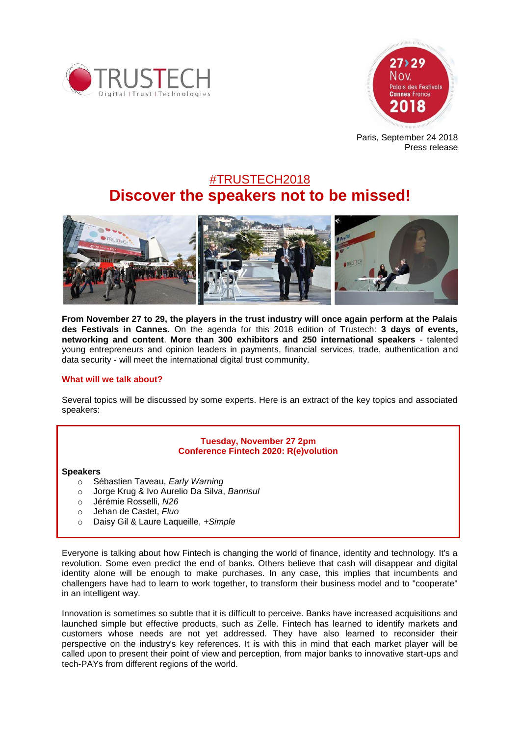Paris, September 24 2018
Press release

# #TRUSTECH2018
# Discover the speakers not to be missed!

**From November 27 to 29, the players in the trust industry will once again perform at the Palais des Festivals in Cannes**. On the agenda for this 2018 edition of Trustech: **3 days of events, networking and content**. **More than 300 exhibitors and 250 international speakers** - talented young entrepreneurs and opinion leaders in payments, financial services, trade, authentication and data security - will meet the international digital trust community.

## What will we talk about?

Several topics will be discussed by some experts. Here is an extract of the key topics and associated speakers:

### Tuesday, November 27 2pm
### Conference Fintech 2020: R(e)volution

**Speakers**

- Sébastien Taveau, *Early Warning*
- Jorge Krug & Ivo Aurelio Da Silva, *Banrisul*
- Jérémie Rosselli, *N26*
- Jehan de Castet, *Fluo*
- Daisy Gil & Laure Laqueille, *+Simple*

Everyone is talking about how Fintech is changing the world of finance, identity and technology. It's a revolution. Some even predict the end of banks. Others believe that cash will disappear and digital identity alone will be enough to make purchases. In any case, this implies that incumbents and challengers have had to learn to work together, to transform their business model and to "cooperate" in an intelligent way.

Innovation is sometimes so subtle that it is difficult to perceive. Banks have increased acquisitions and launched simple but effective products, such as Zelle. Fintech has learned to identify markets and customers whose needs are not yet addressed. They have also learned to reconsider their perspective on the industry's key references. It is with this in mind that each market player will be called upon to present their point of view and perception, from major banks to innovative start-ups and tech-PAYs from different regions of the world.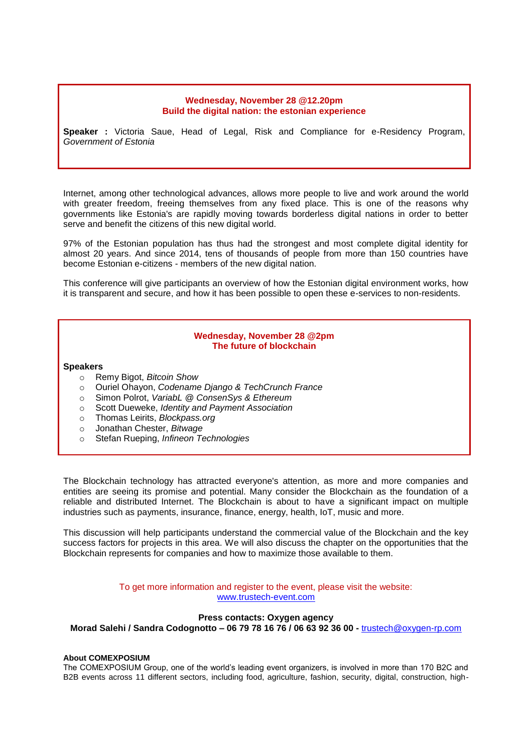**Wednesday, November 28 @12.20pm**
**Build the digital nation: the estonian experience**

**Speaker :** Victoria Saue, Head of Legal, Risk and Compliance for e-Residency Program, *Government of Estonia*

Internet, among other technological advances, allows more people to live and work around the world with greater freedom, freeing themselves from any fixed place. This is one of the reasons why governments like Estonia's are rapidly moving towards borderless digital nations in order to better serve and benefit the citizens of this new digital world.

97% of the Estonian population has thus had the strongest and most complete digital identity for almost 20 years. And since 2014, tens of thousands of people from more than 150 countries have become Estonian e-citizens - members of the new digital nation.

This conference will give participants an overview of how the Estonian digital environment works, how it is transparent and secure, and how it has been possible to open these e-services to non-residents.

**Wednesday, November 28 @2pm**
**The future of blockchain**

**Speakers**

- Remy Bigot, *Bitcoin Show*
- Ouriel Ohayon, *Codename Django & TechCrunch France*
- Simon Polrot, *VariabL @ ConsenSys & Ethereum*
- Scott Dueweke, *Identity and Payment Association*
- Thomas Leirits, *Blockpass.org*
- Jonathan Chester, *Bitwage*
- Stefan Rueping, *Infineon Technologies*

The Blockchain technology has attracted everyone's attention, as more and more companies and entities are seeing its promise and potential. Many consider the Blockchain as the foundation of a reliable and distributed Internet. The Blockchain is about to have a significant impact on multiple industries such as payments, insurance, finance, energy, health, IoT, music and more.

This discussion will help participants understand the commercial value of the Blockchain and the key success factors for projects in this area. We will also discuss the chapter on the opportunities that the Blockchain represents for companies and how to maximize those available to them.

To get more information and register to the event, please visit the website: [www.trustech-event.com](www.trustech-event.com)

**Press contacts: Oxygen agency**
**Morad Salehi / Sandra Codognotto – 06 79 78 16 76 / 06 63 92 36 00 -** [trustech@oxygen-rp.com](mailto:trustech@oxygen-rp.com)

**About COMEXPOSIUM**
The COMEXPOSIUM Group, one of the world's leading event organizers, is involved in more than 170 B2C and B2B events across 11 different sectors, including food, agriculture, fashion, security, digital, construction, high-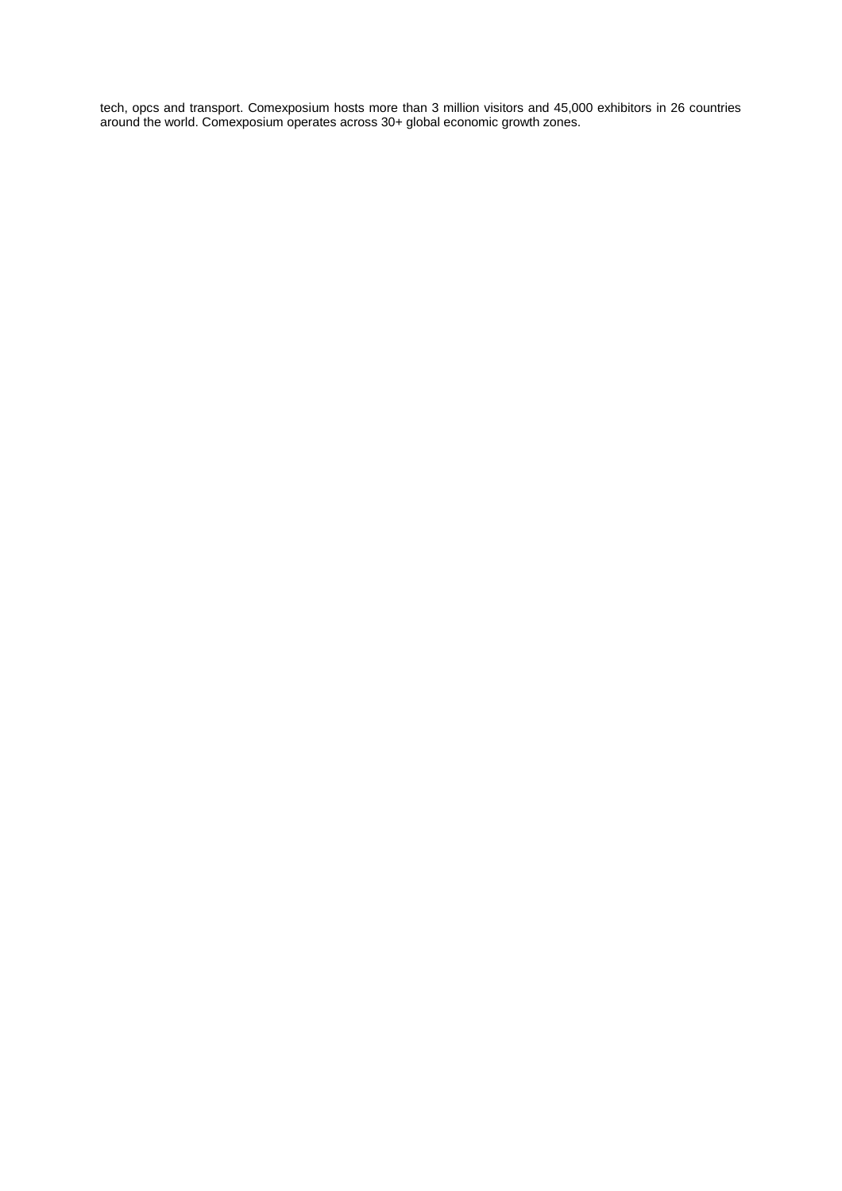tech, opcs and transport. Comexposium hosts more than 3 million visitors and 45,000 exhibitors in 26 countries around the world. Comexposium operates across 30+ global economic growth zones.